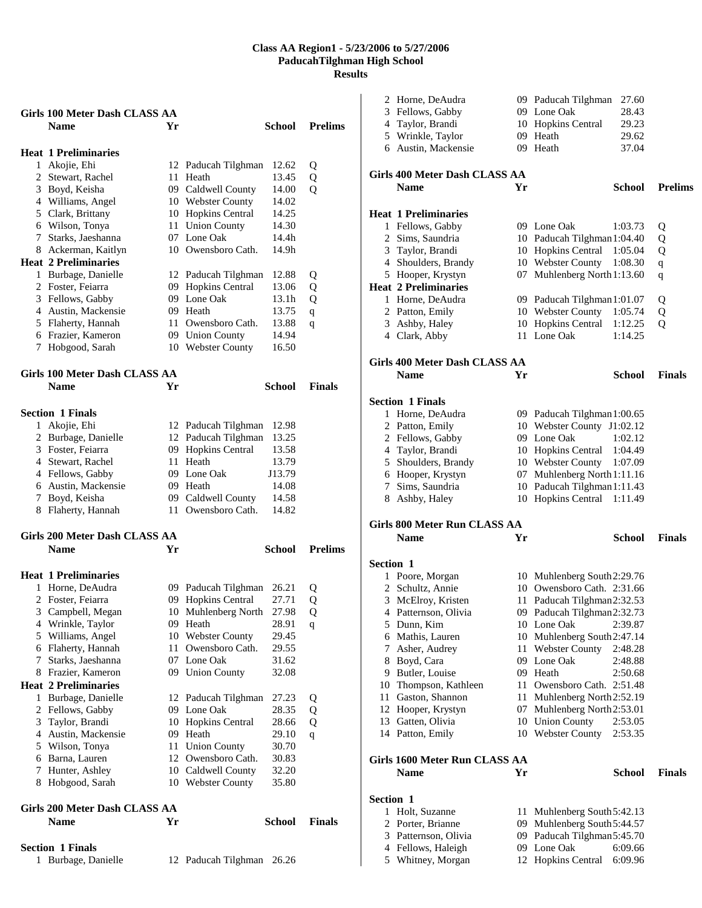# Class AA Region1 - 5/23/2006 to 5/27/2006
## PaducahTilghman High School
## Results

### Girls 100 Meter Dash CLASS AA

| | Name | Yr | School | Prelims | |
|---|---|---|---|---|---|
| **Heat 1 Preliminaries** | | | | | |
| 1 | Akojie, Ehi | 12 | Paducah Tilghman | 12.62 | Q |
| 2 | Stewart, Rachel | 11 | Heath | 13.45 | Q |
| 3 | Boyd, Keisha | 09 | Caldwell County | 14.00 | Q |
| 4 | Williams, Angel | 10 | Webster County | 14.02 | |
| 5 | Clark, Brittany | 10 | Hopkins Central | 14.25 | |
| 6 | Wilson, Tonya | 11 | Union County | 14.30 | |
| 7 | Starks, Jaeshanna | 07 | Lone Oak | 14.4h | |
| 8 | Ackerman, Kaitlyn | 10 | Owensboro Cath. | 14.9h | |
| **Heat 2 Preliminaries** | | | | | |
| 1 | Burbage, Danielle | 12 | Paducah Tilghman | 12.88 | Q |
| 2 | Foster, Feiarra | 09 | Hopkins Central | 13.06 | Q |
| 3 | Fellows, Gabby | 09 | Lone Oak | 13.1h | Q |
| 4 | Austin, Mackensie | 09 | Heath | 13.75 | q |
| 5 | Flaherty, Hannah | 11 | Owensboro Cath. | 13.88 | q |
| 6 | Frazier, Kameron | 09 | Union County | 14.94 | |
| 7 | Hobgood, Sarah | 10 | Webster County | 16.50 | |

### Girls 100 Meter Dash CLASS AA

| | Name | Yr | School | Finals |
|---|---|---|---|---|
| **Section 1 Finals** | | | | |
| 1 | Akojie, Ehi | 12 | Paducah Tilghman | 12.98 |
| 2 | Burbage, Danielle | 12 | Paducah Tilghman | 13.25 |
| 3 | Foster, Feiarra | 09 | Hopkins Central | 13.58 |
| 4 | Stewart, Rachel | 11 | Heath | 13.79 |
| 4 | Fellows, Gabby | 09 | Lone Oak | J13.79 |
| 6 | Austin, Mackensie | 09 | Heath | 14.08 |
| 7 | Boyd, Keisha | 09 | Caldwell County | 14.58 |
| 8 | Flaherty, Hannah | 11 | Owensboro Cath. | 14.82 |

### Girls 200 Meter Dash CLASS AA

| | Name | Yr | School | Prelims | |
|---|---|---|---|---|---|
| **Heat 1 Preliminaries** | | | | | |
| 1 | Horne, DeAudra | 09 | Paducah Tilghman | 26.21 | Q |
| 2 | Foster, Feiarra | 09 | Hopkins Central | 27.71 | Q |
| 3 | Campbell, Megan | 10 | Muhlenberg North | 27.98 | Q |
| 4 | Wrinkle, Taylor | 09 | Heath | 28.91 | q |
| 5 | Williams, Angel | 10 | Webster County | 29.45 | |
| 6 | Flaherty, Hannah | 11 | Owensboro Cath. | 29.55 | |
| 7 | Starks, Jaeshanna | 07 | Lone Oak | 31.62 | |
| 8 | Frazier, Kameron | 09 | Union County | 32.08 | |
| **Heat 2 Preliminaries** | | | | | |
| 1 | Burbage, Danielle | 12 | Paducah Tilghman | 27.23 | Q |
| 2 | Fellows, Gabby | 09 | Lone Oak | 28.35 | Q |
| 3 | Taylor, Brandi | 10 | Hopkins Central | 28.66 | Q |
| 4 | Austin, Mackensie | 09 | Heath | 29.10 | q |
| 5 | Wilson, Tonya | 11 | Union County | 30.70 | |
| 6 | Barna, Lauren | 12 | Owensboro Cath. | 30.83 | |
| 7 | Hunter, Ashley | 10 | Caldwell County | 32.20 | |
| 8 | Hobgood, Sarah | 10 | Webster County | 35.80 | |

### Girls 200 Meter Dash CLASS AA

| | Name | Yr | School | Finals |
|---|---|---|---|---|
| **Section 1 Finals** | | | | |
| 1 | Burbage, Danielle | 12 | Paducah Tilghman | 26.26 |
| 2 | Horne, DeAudra | 09 | Paducah Tilghman | 27.60 |
| 3 | Fellows, Gabby | 09 | Lone Oak | 28.43 |
| 4 | Taylor, Brandi | 10 | Hopkins Central | 29.23 |
| 5 | Wrinkle, Taylor | 09 | Heath | 29.62 |
| 6 | Austin, Mackensie | 09 | Heath | 37.04 |

### Girls 400 Meter Dash CLASS AA

| | Name | Yr | School | Prelims | |
|---|---|---|---|---|---|
| **Heat 1 Preliminaries** | | | | | |
| 1 | Fellows, Gabby | 09 | Lone Oak | 1:03.73 | Q |
| 2 | Sims, Saundria | 10 | Paducah Tilghman | 1:04.40 | Q |
| 3 | Taylor, Brandi | 10 | Hopkins Central | 1:05.04 | Q |
| 4 | Shoulders, Brandy | 10 | Webster County | 1:08.30 | q |
| 5 | Hooper, Krystyn | 07 | Muhlenberg North | 1:13.60 | q |
| **Heat 2 Preliminaries** | | | | | |
| 1 | Horne, DeAudra | 09 | Paducah Tilghman | 1:01.07 | Q |
| 2 | Patton, Emily | 10 | Webster County | 1:05.74 | Q |
| 3 | Ashby, Haley | 10 | Hopkins Central | 1:12.25 | Q |
| 4 | Clark, Abby | 11 | Lone Oak | 1:14.25 | |

### Girls 400 Meter Dash CLASS AA

| | Name | Yr | School | Finals |
|---|---|---|---|---|
| **Section 1 Finals** | | | | |
| 1 | Horne, DeAudra | 09 | Paducah Tilghman | 1:00.65 |
| 2 | Patton, Emily | 10 | Webster County | J1:02.12 |
| 2 | Fellows, Gabby | 09 | Lone Oak | 1:02.12 |
| 4 | Taylor, Brandi | 10 | Hopkins Central | 1:04.49 |
| 5 | Shoulders, Brandy | 10 | Webster County | 1:07.09 |
| 6 | Hooper, Krystyn | 07 | Muhlenberg North | 1:11.16 |
| 7 | Sims, Saundria | 10 | Paducah Tilghman | 1:11.43 |
| 8 | Ashby, Haley | 10 | Hopkins Central | 1:11.49 |

### Girls 800 Meter Run CLASS AA

| | Name | Yr | School | Finals |
|---|---|---|---|---|
| **Section 1** | | | | |
| 1 | Poore, Morgan | 10 | Muhlenberg South | 2:29.76 |
| 2 | Schultz, Annie | 10 | Owensboro Cath. | 2:31.66 |
| 3 | McElroy, Kristen | 11 | Paducah Tilghman | 2:32.53 |
| 4 | Patternson, Olivia | 09 | Paducah Tilghman | 2:32.73 |
| 5 | Dunn, Kim | 10 | Lone Oak | 2:39.87 |
| 6 | Mathis, Lauren | 10 | Muhlenberg South | 2:47.14 |
| 7 | Asher, Audrey | 11 | Webster County | 2:48.28 |
| 8 | Boyd, Cara | 09 | Lone Oak | 2:48.88 |
| 9 | Butler, Louise | 09 | Heath | 2:50.68 |
| 10 | Thompson, Kathleen | 11 | Owensboro Cath. | 2:51.48 |
| 11 | Gaston, Shannon | 11 | Muhlenberg North | 2:52.19 |
| 12 | Hooper, Krystyn | 07 | Muhlenberg North | 2:53.01 |
| 13 | Gatten, Olivia | 10 | Union County | 2:53.05 |
| 14 | Patton, Emily | 10 | Webster County | 2:53.35 |

### Girls 1600 Meter Run CLASS AA

| | Name | Yr | School | Finals |
|---|---|---|---|---|
| **Section 1** | | | | |
| 1 | Holt, Suzanne | 11 | Muhlenberg South | 5:42.13 |
| 2 | Porter, Brianne | 09 | Muhlenberg South | 5:44.57 |
| 3 | Patternson, Olivia | 09 | Paducah Tilghman | 5:45.70 |
| 4 | Fellows, Haleigh | 09 | Lone Oak | 6:09.66 |
| 5 | Whitney, Morgan | 12 | Hopkins Central | 6:09.96 |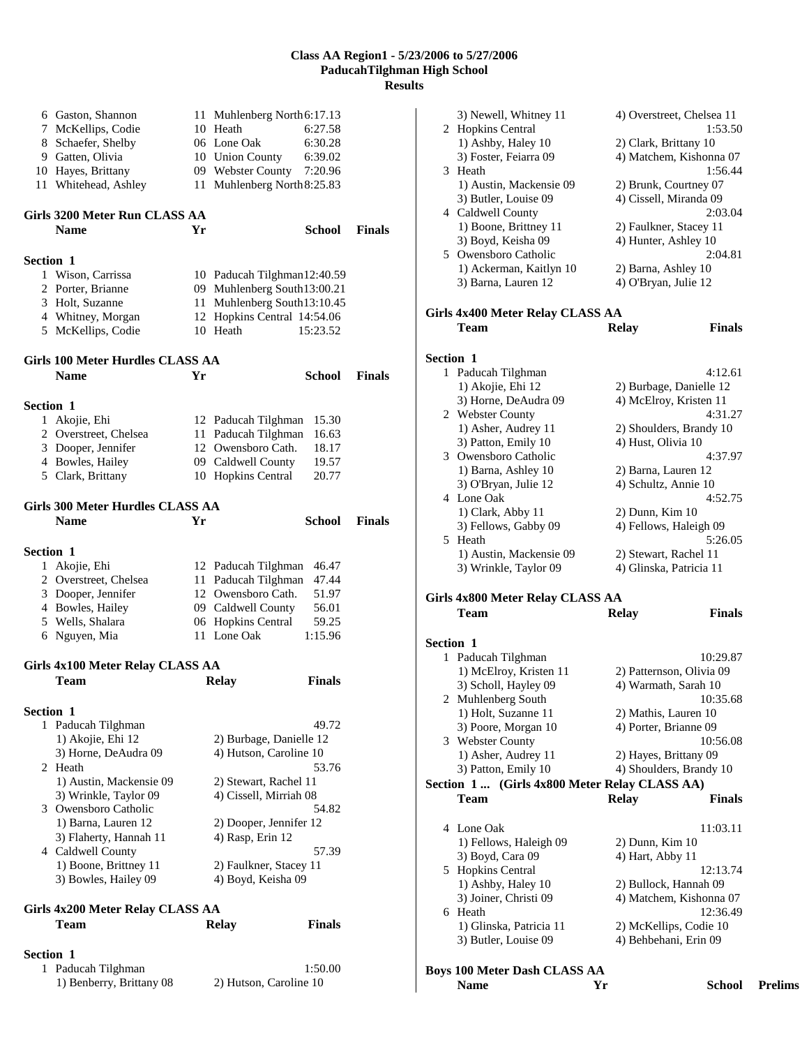# Class AA Region1 - 5/23/2006 to 5/27/2006
## PaducahTilghman High School
### Results

| | Name | Yr | School | Finals |
|---|---|---|---|---|
| 6 | Gaston, Shannon | 11 | Muhlenberg North | 6:17.13 |
| 7 | McKellips, Codie | 10 | Heath | 6:27.58 |
| 8 | Schaefer, Shelby | 06 | Lone Oak | 6:30.28 |
| 9 | Gatten, Olivia | 10 | Union County | 6:39.02 |
| 10 | Hayes, Brittany | 09 | Webster County | 7:20.96 |
| 11 | Whitehead, Ashley | 11 | Muhlenberg North | 8:25.83 |

**Girls 3200 Meter Run CLASS AA**

**Section 1**

| | Name | Yr | School | Finals |
|---|---|---|---|---|
| 1 | Wison, Carrissa | 10 | Paducah Tilghman | 12:40.59 |
| 2 | Porter, Brianne | 09 | Muhlenberg South | 13:00.21 |
| 3 | Holt, Suzanne | 11 | Muhlenberg South | 13:10.45 |
| 4 | Whitney, Morgan | 12 | Hopkins Central | 14:54.06 |
| 5 | McKellips, Codie | 10 | Heath | 15:23.52 |

**Girls 100 Meter Hurdles CLASS AA**

**Section 1**

| | Name | Yr | School | Finals |
|---|---|---|---|---|
| 1 | Akojie, Ehi | 12 | Paducah Tilghman | 15.30 |
| 2 | Overstreet, Chelsea | 11 | Paducah Tilghman | 16.63 |
| 3 | Dooper, Jennifer | 12 | Owensboro Cath. | 18.17 |
| 4 | Bowles, Hailey | 09 | Caldwell County | 19.57 |
| 5 | Clark, Brittany | 10 | Hopkins Central | 20.77 |

**Girls 300 Meter Hurdles CLASS AA**

**Section 1**

| | Name | Yr | School | Finals |
|---|---|---|---|---|
| 1 | Akojie, Ehi | 12 | Paducah Tilghman | 46.47 |
| 2 | Overstreet, Chelsea | 11 | Paducah Tilghman | 47.44 |
| 3 | Dooper, Jennifer | 12 | Owensboro Cath. | 51.97 |
| 4 | Bowles, Hailey | 09 | Caldwell County | 56.01 |
| 5 | Wells, Shalara | 06 | Hopkins Central | 59.25 |
| 6 | Nguyen, Mia | 11 | Lone Oak | 1:15.96 |

**Girls 4x100 Meter Relay CLASS AA**

**Section 1**

| | Team | Relay | Finals |
|---|---|---|---|
| 1 | Paducah Tilghman | | 49.72 |
| | 1) Akojie, Ehi 12 | 2) Burbage, Danielle 12 | |
| | 3) Horne, DeAudra 09 | 4) Hutson, Caroline 10 | |
| 2 | Heath | | 53.76 |
| | 1) Austin, Mackensie 09 | 2) Stewart, Rachel 11 | |
| | 3) Wrinkle, Taylor 09 | 4) Cissell, Mirriah 08 | |
| 3 | Owensboro Catholic | | 54.82 |
| | 1) Barna, Lauren 12 | 2) Dooper, Jennifer 12 | |
| | 3) Flaherty, Hannah 11 | 4) Rasp, Erin 12 | |
| 4 | Caldwell County | | 57.39 |
| | 1) Boone, Brittney 11 | 2) Faulkner, Stacey 11 | |
| | 3) Bowles, Hailey 09 | 4) Boyd, Keisha 09 | |

**Girls 4x200 Meter Relay CLASS AA**

**Section 1**

| | Team | Relay | Finals |
|---|---|---|---|
| 1 | Paducah Tilghman | | 1:50.00 |
| | 1) Benberry, Brittany 08 | 2) Hutson, Caroline 10 | |
| | 3) Newell, Whitney 11 | 4) Overstreet, Chelsea 11 | |
| 2 | Hopkins Central | | 1:53.50 |
| | 1) Ashby, Haley 10 | 2) Clark, Brittany 10 | |
| | 3) Foster, Feiarra 09 | 4) Matchem, Kishonna 07 | |
| 3 | Heath | | 1:56.44 |
| | 1) Austin, Mackensie 09 | 2) Brunk, Courtney 07 | |
| | 3) Butler, Louise 09 | 4) Cissell, Miranda 09 | |
| 4 | Caldwell County | | 2:03.04 |
| | 1) Boone, Brittney 11 | 2) Faulkner, Stacey 11 | |
| | 3) Boyd, Keisha 09 | 4) Hunter, Ashley 10 | |
| 5 | Owensboro Catholic | | 2:04.81 |
| | 1) Ackerman, Kaitlyn 10 | 2) Barna, Ashley 10 | |
| | 3) Barna, Lauren 12 | 4) O'Bryan, Julie 12 | |

**Girls 4x400 Meter Relay CLASS AA**

**Section 1**

| | Team | Relay | Finals |
|---|---|---|---|
| 1 | Paducah Tilghman | | 4:12.61 |
| | 1) Akojie, Ehi 12 | 2) Burbage, Danielle 12 | |
| | 3) Horne, DeAudra 09 | 4) McElroy, Kristen 11 | |
| 2 | Webster County | | 4:31.27 |
| | 1) Asher, Audrey 11 | 2) Shoulders, Brandy 10 | |
| | 3) Patton, Emily 10 | 4) Hust, Olivia 10 | |
| 3 | Owensboro Catholic | | 4:37.97 |
| | 1) Barna, Ashley 10 | 2) Barna, Lauren 12 | |
| | 3) O'Bryan, Julie 12 | 4) Schultz, Annie 10 | |
| 4 | Lone Oak | | 4:52.75 |
| | 1) Clark, Abby 11 | 2) Dunn, Kim 10 | |
| | 3) Fellows, Gabby 09 | 4) Fellows, Haleigh 09 | |
| 5 | Heath | | 5:26.05 |
| | 1) Austin, Mackensie 09 | 2) Stewart, Rachel 11 | |
| | 3) Wrinkle, Taylor 09 | 4) Glinska, Patricia 11 | |

**Girls 4x800 Meter Relay CLASS AA**

**Section 1**

| | Team | Relay | Finals |
|---|---|---|---|
| 1 | Paducah Tilghman | | 10:29.87 |
| | 1) McElroy, Kristen 11 | 2) Patternson, Olivia 09 | |
| | 3) Scholl, Hayley 09 | 4) Warmath, Sarah 10 | |
| 2 | Muhlenberg South | | 10:35.68 |
| | 1) Holt, Suzanne 11 | 2) Mathis, Lauren 10 | |
| | 3) Poore, Morgan 10 | 4) Porter, Brianne 09 | |
| 3 | Webster County | | 10:56.08 |
| | 1) Asher, Audrey 11 | 2) Hayes, Brittany 09 | |
| | 3) Patton, Emily 10 | 4) Shoulders, Brandy 10 | |
| 4 | Lone Oak | | 11:03.11 |
| | 1) Fellows, Haleigh 09 | 2) Dunn, Kim 10 | |
| | 3) Boyd, Cara 09 | 4) Hart, Abby 11 | |
| 5 | Hopkins Central | | 12:13.74 |
| | 1) Ashby, Haley 10 | 2) Bullock, Hannah 09 | |
| | 3) Joiner, Christi 09 | 4) Matchem, Kishonna 07 | |
| 6 | Heath | | 12:36.49 |
| | 1) Glinska, Patricia 11 | 2) McKellips, Codie 10 | |
| | 3) Butler, Louise 09 | 4) Behbehani, Erin 09 | |

**Boys 100 Meter Dash CLASS AA**

| Name | Yr | School | Prelims |
|---|---|---|---|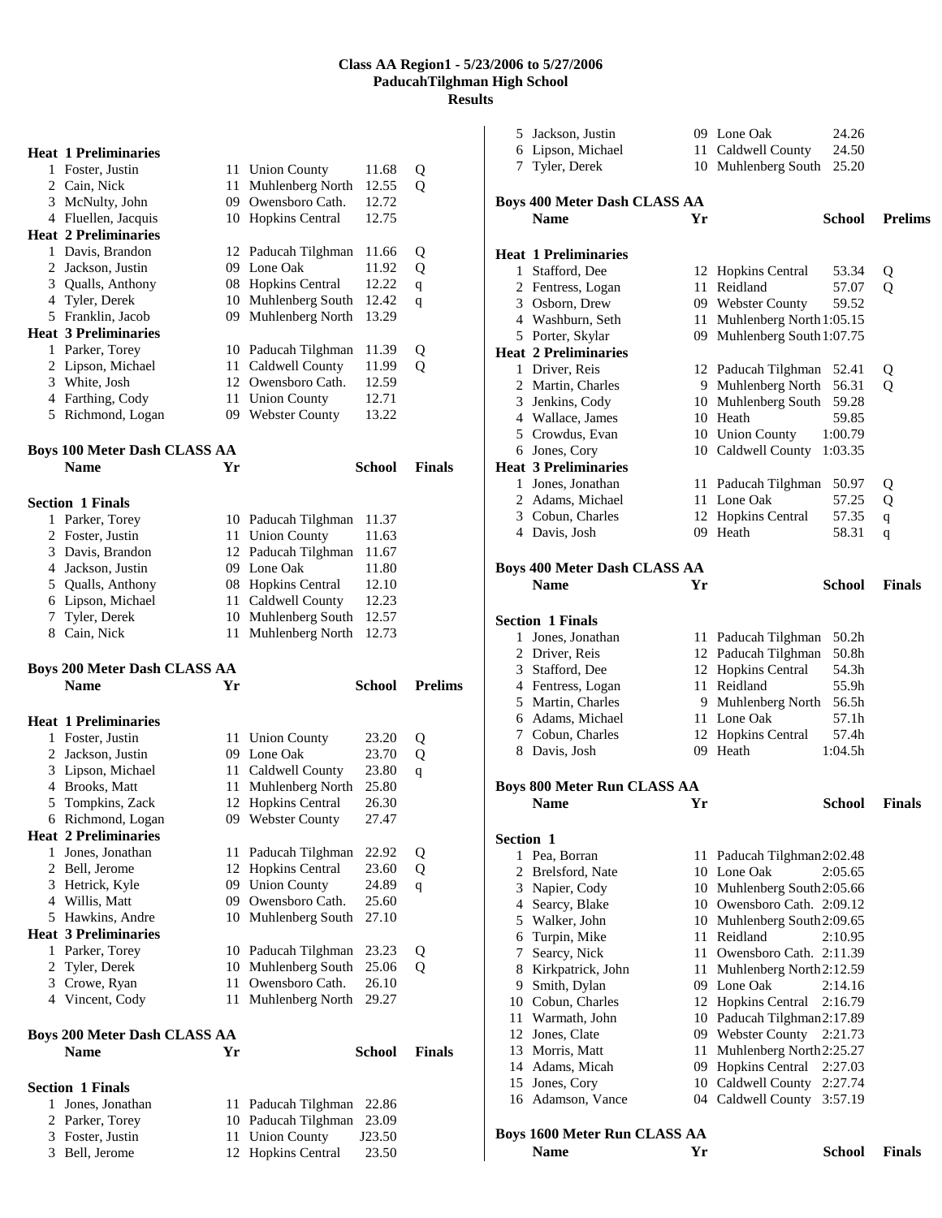# Class AA Region1 - 5/23/2006 to 5/27/2006
## PaducahTilghman High School
## Results

**Heat 1 Preliminaries**

| | Name | Yr | School | Prelims | |
|---|---|---|---|---|---|
| 1 | Foster, Justin | 11 | Union County | 11.68 | Q |
| 2 | Cain, Nick | 11 | Muhlenberg North | 12.55 | Q |
| 3 | McNulty, John | 09 | Owensboro Cath. | 12.72 | |
| 4 | Fluellen, Jacquis | 10 | Hopkins Central | 12.75 | |

**Heat 2 Preliminaries**

| | Name | Yr | School | Prelims | |
|---|---|---|---|---|---|
| 1 | Davis, Brandon | 12 | Paducah Tilghman | 11.66 | Q |
| 2 | Jackson, Justin | 09 | Lone Oak | 11.92 | Q |
| 3 | Qualls, Anthony | 08 | Hopkins Central | 12.22 | q |
| 4 | Tyler, Derek | 10 | Muhlenberg South | 12.42 | q |
| 5 | Franklin, Jacob | 09 | Muhlenberg North | 13.29 | |

**Heat 3 Preliminaries**

| | Name | Yr | School | Prelims | |
|---|---|---|---|---|---|
| 1 | Parker, Torey | 10 | Paducah Tilghman | 11.39 | Q |
| 2 | Lipson, Michael | 11 | Caldwell County | 11.99 | Q |
| 3 | White, Josh | 12 | Owensboro Cath. | 12.59 | |
| 4 | Farthing, Cody | 11 | Union County | 12.71 | |
| 5 | Richmond, Logan | 09 | Webster County | 13.22 | |

### Boys 100 Meter Dash CLASS AA

**Section 1 Finals**

| | Name | Yr | School | Finals |
|---|---|---|---|---|
| 1 | Parker, Torey | 10 | Paducah Tilghman | 11.37 |
| 2 | Foster, Justin | 11 | Union County | 11.63 |
| 3 | Davis, Brandon | 12 | Paducah Tilghman | 11.67 |
| 4 | Jackson, Justin | 09 | Lone Oak | 11.80 |
| 5 | Qualls, Anthony | 08 | Hopkins Central | 12.10 |
| 6 | Lipson, Michael | 11 | Caldwell County | 12.23 |
| 7 | Tyler, Derek | 10 | Muhlenberg South | 12.57 |
| 8 | Cain, Nick | 11 | Muhlenberg North | 12.73 |

### Boys 200 Meter Dash CLASS AA

**Heat 1 Preliminaries**

| | Name | Yr | School | Prelims | |
|---|---|---|---|---|---|
| 1 | Foster, Justin | 11 | Union County | 23.20 | Q |
| 2 | Jackson, Justin | 09 | Lone Oak | 23.70 | Q |
| 3 | Lipson, Michael | 11 | Caldwell County | 23.80 | q |
| 4 | Brooks, Matt | 11 | Muhlenberg North | 25.80 | |
| 5 | Tompkins, Zack | 12 | Hopkins Central | 26.30 | |
| 6 | Richmond, Logan | 09 | Webster County | 27.47 | |

**Heat 2 Preliminaries**

| | Name | Yr | School | Prelims | |
|---|---|---|---|---|---|
| 1 | Jones, Jonathan | 11 | Paducah Tilghman | 22.92 | Q |
| 2 | Bell, Jerome | 12 | Hopkins Central | 23.60 | Q |
| 3 | Hetrick, Kyle | 09 | Union County | 24.89 | q |
| 4 | Willis, Matt | 09 | Owensboro Cath. | 25.60 | |
| 5 | Hawkins, Andre | 10 | Muhlenberg South | 27.10 | |

**Heat 3 Preliminaries**

| | Name | Yr | School | Prelims | |
|---|---|---|---|---|---|
| 1 | Parker, Torey | 10 | Paducah Tilghman | 23.23 | Q |
| 2 | Tyler, Derek | 10 | Muhlenberg South | 25.06 | Q |
| 3 | Crowe, Ryan | 11 | Owensboro Cath. | 26.10 | |
| 4 | Vincent, Cody | 11 | Muhlenberg North | 29.27 | |

### Boys 200 Meter Dash CLASS AA

**Section 1 Finals**

| | Name | Yr | School | Finals |
|---|---|---|---|---|
| 1 | Jones, Jonathan | 11 | Paducah Tilghman | 22.86 |
| 2 | Parker, Torey | 10 | Paducah Tilghman | 23.09 |
| 3 | Foster, Justin | 11 | Union County | J23.50 |
| 3 | Bell, Jerome | 12 | Hopkins Central | 23.50 |
| 5 | Jackson, Justin | 09 | Lone Oak | 24.26 |
| 6 | Lipson, Michael | 11 | Caldwell County | 24.50 |
| 7 | Tyler, Derek | 10 | Muhlenberg South | 25.20 |

### Boys 400 Meter Dash CLASS AA

**Heat 1 Preliminaries**

| | Name | Yr | School | Prelims | |
|---|---|---|---|---|---|
| 1 | Stafford, Dee | 12 | Hopkins Central | 53.34 | Q |
| 2 | Fentress, Logan | 11 | Reidland | 57.07 | Q |
| 3 | Osborn, Drew | 09 | Webster County | 59.52 | |
| 4 | Washburn, Seth | 11 | Muhlenberg North | 1:05.15 | |
| 5 | Porter, Skylar | 09 | Muhlenberg South | 1:07.75 | |

**Heat 2 Preliminaries**

| | Name | Yr | School | Prelims | |
|---|---|---|---|---|---|
| 1 | Driver, Reis | 12 | Paducah Tilghman | 52.41 | Q |
| 2 | Martin, Charles | 9 | Muhlenberg North | 56.31 | Q |
| 3 | Jenkins, Cody | 10 | Muhlenberg South | 59.28 | |
| 4 | Wallace, James | 10 | Heath | 59.85 | |
| 5 | Crowdus, Evan | 10 | Union County | 1:00.79 | |
| 6 | Jones, Cory | 10 | Caldwell County | 1:03.35 | |

**Heat 3 Preliminaries**

| | Name | Yr | School | Prelims | |
|---|---|---|---|---|---|
| 1 | Jones, Jonathan | 11 | Paducah Tilghman | 50.97 | Q |
| 2 | Adams, Michael | 11 | Lone Oak | 57.25 | Q |
| 3 | Cobun, Charles | 12 | Hopkins Central | 57.35 | q |
| 4 | Davis, Josh | 09 | Heath | 58.31 | q |

### Boys 400 Meter Dash CLASS AA

**Section 1 Finals**

| | Name | Yr | School | Finals |
|---|---|---|---|---|
| 1 | Jones, Jonathan | 11 | Paducah Tilghman | 50.2h |
| 2 | Driver, Reis | 12 | Paducah Tilghman | 50.8h |
| 3 | Stafford, Dee | 12 | Hopkins Central | 54.3h |
| 4 | Fentress, Logan | 11 | Reidland | 55.9h |
| 5 | Martin, Charles | 9 | Muhlenberg North | 56.5h |
| 6 | Adams, Michael | 11 | Lone Oak | 57.1h |
| 7 | Cobun, Charles | 12 | Hopkins Central | 57.4h |
| 8 | Davis, Josh | 09 | Heath | 1:04.5h |

### Boys 800 Meter Run CLASS AA

**Section 1**

| | Name | Yr | School | Finals |
|---|---|---|---|---|
| 1 | Pea, Borran | 11 | Paducah Tilghman | 2:02.48 |
| 2 | Brelsford, Nate | 10 | Lone Oak | 2:05.65 |
| 3 | Napier, Cody | 10 | Muhlenberg South | 2:05.66 |
| 4 | Searcy, Blake | 10 | Owensboro Cath. | 2:09.12 |
| 5 | Walker, John | 10 | Muhlenberg South | 2:09.65 |
| 6 | Turpin, Mike | 11 | Reidland | 2:10.95 |
| 7 | Searcy, Nick | 11 | Owensboro Cath. | 2:11.39 |
| 8 | Kirkpatrick, John | 11 | Muhlenberg North | 2:12.59 |
| 9 | Smith, Dylan | 09 | Lone Oak | 2:14.16 |
| 10 | Cobun, Charles | 12 | Hopkins Central | 2:16.79 |
| 11 | Warmath, John | 10 | Paducah Tilghman | 2:17.89 |
| 12 | Jones, Clate | 09 | Webster County | 2:21.73 |
| 13 | Morris, Matt | 11 | Muhlenberg North | 2:25.27 |
| 14 | Adams, Micah | 09 | Hopkins Central | 2:27.03 |
| 15 | Jones, Cory | 10 | Caldwell County | 2:27.74 |
| 16 | Adamson, Vance | 04 | Caldwell County | 3:57.19 |

### Boys 1600 Meter Run CLASS AA

| Name | Yr | School | Finals |
|---|---|---|---|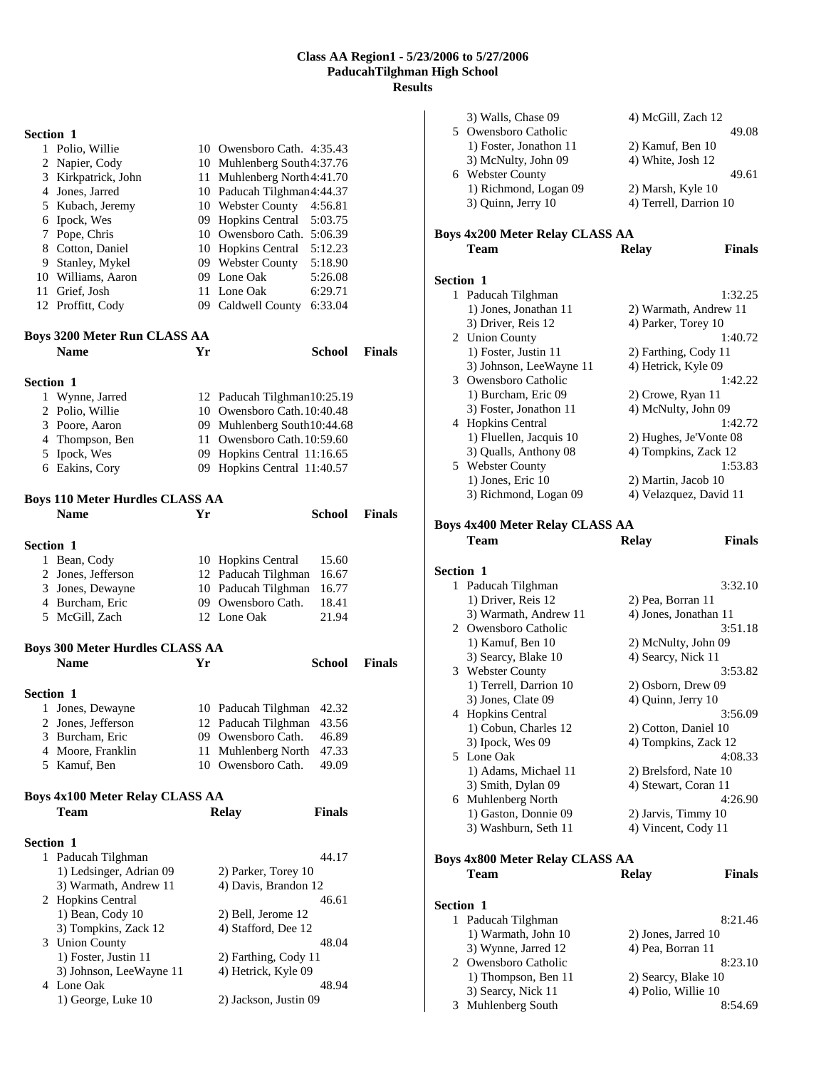**Class AA Region1 - 5/23/2006 to 5/27/2006**
**PaducahTilghman High School**
**Results**

### Section 1

| | Name | Yr | School | Finals |
|---|---|---|---|---|
| 1 | Polio, Willie | 10 | Owensboro Cath. | 4:35.43 |
| 2 | Napier, Cody | 10 | Muhlenberg South | 4:37.76 |
| 3 | Kirkpatrick, John | 11 | Muhlenberg North | 4:41.70 |
| 4 | Jones, Jarred | 10 | Paducah Tilghman | 4:44.37 |
| 5 | Kubach, Jeremy | 10 | Webster County | 4:56.81 |
| 6 | Ipock, Wes | 09 | Hopkins Central | 5:03.75 |
| 7 | Pope, Chris | 10 | Owensboro Cath. | 5:06.39 |
| 8 | Cotton, Daniel | 10 | Hopkins Central | 5:12.23 |
| 9 | Stanley, Mykel | 09 | Webster County | 5:18.90 |
| 10 | Williams, Aaron | 09 | Lone Oak | 5:26.08 |
| 11 | Grief, Josh | 11 | Lone Oak | 6:29.71 |
| 12 | Proffitt, Cody | 09 | Caldwell County | 6:33.04 |

## Boys 3200 Meter Run CLASS AA

### Section 1

| | Name | Yr | School | Finals |
|---|---|---|---|---|
| 1 | Wynne, Jarred | 12 | Paducah Tilghman | 10:25.19 |
| 2 | Polio, Willie | 10 | Owensboro Cath. | 10:40.48 |
| 3 | Poore, Aaron | 09 | Muhlenberg South | 10:44.68 |
| 4 | Thompson, Ben | 11 | Owensboro Cath. | 10:59.60 |
| 5 | Ipock, Wes | 09 | Hopkins Central | 11:16.65 |
| 6 | Eakins, Cory | 09 | Hopkins Central | 11:40.57 |

## Boys 110 Meter Hurdles CLASS AA

### Section 1

| | Name | Yr | School | Finals |
|---|---|---|---|---|
| 1 | Bean, Cody | 10 | Hopkins Central | 15.60 |
| 2 | Jones, Jefferson | 12 | Paducah Tilghman | 16.67 |
| 3 | Jones, Dewayne | 10 | Paducah Tilghman | 16.77 |
| 4 | Burcham, Eric | 09 | Owensboro Cath. | 18.41 |
| 5 | McGill, Zach | 12 | Lone Oak | 21.94 |

## Boys 300 Meter Hurdles CLASS AA

### Section 1

| | Name | Yr | School | Finals |
|---|---|---|---|---|
| 1 | Jones, Dewayne | 10 | Paducah Tilghman | 42.32 |
| 2 | Jones, Jefferson | 12 | Paducah Tilghman | 43.56 |
| 3 | Burcham, Eric | 09 | Owensboro Cath. | 46.89 |
| 4 | Moore, Franklin | 11 | Muhlenberg North | 47.33 |
| 5 | Kamuf, Ben | 10 | Owensboro Cath. | 49.09 |

## Boys 4x100 Meter Relay CLASS AA

### Section 1

| | Team | Relay | Finals |
|---|---|---|---|
| 1 | Paducah Tilghman | | 44.17 |
| | 1) Ledsinger, Adrian 09 | 2) Parker, Torey 10 | |
| | 3) Warmath, Andrew 11 | 4) Davis, Brandon 12 | |
| 2 | Hopkins Central | | 46.61 |
| | 1) Bean, Cody 10 | 2) Bell, Jerome 12 | |
| | 3) Tompkins, Zack 12 | 4) Stafford, Dee 12 | |
| 3 | Union County | | 48.04 |
| | 1) Foster, Justin 11 | 2) Farthing, Cody 11 | |
| | 3) Johnson, LeeWayne 11 | 4) Hetrick, Kyle 09 | |
| 4 | Lone Oak | | 48.94 |
| | 1) George, Luke 10 | 2) Jackson, Justin 09 | |
| | 3) Walls, Chase 09 | 4) McGill, Zach 12 | |
| 5 | Owensboro Catholic | | 49.08 |
| | 1) Foster, Jonathon 11 | 2) Kamuf, Ben 10 | |
| | 3) McNulty, John 09 | 4) White, Josh 12 | |
| 6 | Webster County | | 49.61 |
| | 1) Richmond, Logan 09 | 2) Marsh, Kyle 10 | |
| | 3) Quinn, Jerry 10 | 4) Terrell, Darrion 10 | |

## Boys 4x200 Meter Relay CLASS AA

### Section 1

| | Team | Relay | Finals |
|---|---|---|---|
| 1 | Paducah Tilghman | | 1:32.25 |
| | 1) Jones, Jonathan 11 | 2) Warmath, Andrew 11 | |
| | 3) Driver, Reis 12 | 4) Parker, Torey 10 | |
| 2 | Union County | | 1:40.72 |
| | 1) Foster, Justin 11 | 2) Farthing, Cody 11 | |
| | 3) Johnson, LeeWayne 11 | 4) Hetrick, Kyle 09 | |
| 3 | Owensboro Catholic | | 1:42.22 |
| | 1) Burcham, Eric 09 | 2) Crowe, Ryan 11 | |
| | 3) Foster, Jonathon 11 | 4) McNulty, John 09 | |
| 4 | Hopkins Central | | 1:42.72 |
| | 1) Fluellen, Jacquis 10 | 2) Hughes, Je'Vonte 08 | |
| | 3) Qualls, Anthony 08 | 4) Tompkins, Zack 12 | |
| 5 | Webster County | | 1:53.83 |
| | 1) Jones, Eric 10 | 2) Martin, Jacob 10 | |
| | 3) Richmond, Logan 09 | 4) Velazquez, David 11 | |

## Boys 4x400 Meter Relay CLASS AA

### Section 1

| | Team | Relay | Finals |
|---|---|---|---|
| 1 | Paducah Tilghman | | 3:32.10 |
| | 1) Driver, Reis 12 | 2) Pea, Borran 11 | |
| | 3) Warmath, Andrew 11 | 4) Jones, Jonathan 11 | |
| 2 | Owensboro Catholic | | 3:51.18 |
| | 1) Kamuf, Ben 10 | 2) McNulty, John 09 | |
| | 3) Searcy, Blake 10 | 4) Searcy, Nick 11 | |
| 3 | Webster County | | 3:53.82 |
| | 1) Terrell, Darrion 10 | 2) Osborn, Drew 09 | |
| | 3) Jones, Clate 09 | 4) Quinn, Jerry 10 | |
| 4 | Hopkins Central | | 3:56.09 |
| | 1) Cobun, Charles 12 | 2) Cotton, Daniel 10 | |
| | 3) Ipock, Wes 09 | 4) Tompkins, Zack 12 | |
| 5 | Lone Oak | | 4:08.33 |
| | 1) Adams, Michael 11 | 2) Brelsford, Nate 10 | |
| | 3) Smith, Dylan 09 | 4) Stewart, Coran 11 | |
| 6 | Muhlenberg North | | 4:26.90 |
| | 1) Gaston, Donnie 09 | 2) Jarvis, Timmy 10 | |
| | 3) Washburn, Seth 11 | 4) Vincent, Cody 11 | |

## Boys 4x800 Meter Relay CLASS AA

### Section 1

| | Team | Relay | Finals |
|---|---|---|---|
| 1 | Paducah Tilghman | | 8:21.46 |
| | 1) Warmath, John 10 | 2) Jones, Jarred 10 | |
| | 3) Wynne, Jarred 12 | 4) Pea, Borran 11 | |
| 2 | Owensboro Catholic | | 8:23.10 |
| | 1) Thompson, Ben 11 | 2) Searcy, Blake 10 | |
| | 3) Searcy, Nick 11 | 4) Polio, Willie 10 | |
| 3 | Muhlenberg South | | 8:54.69 |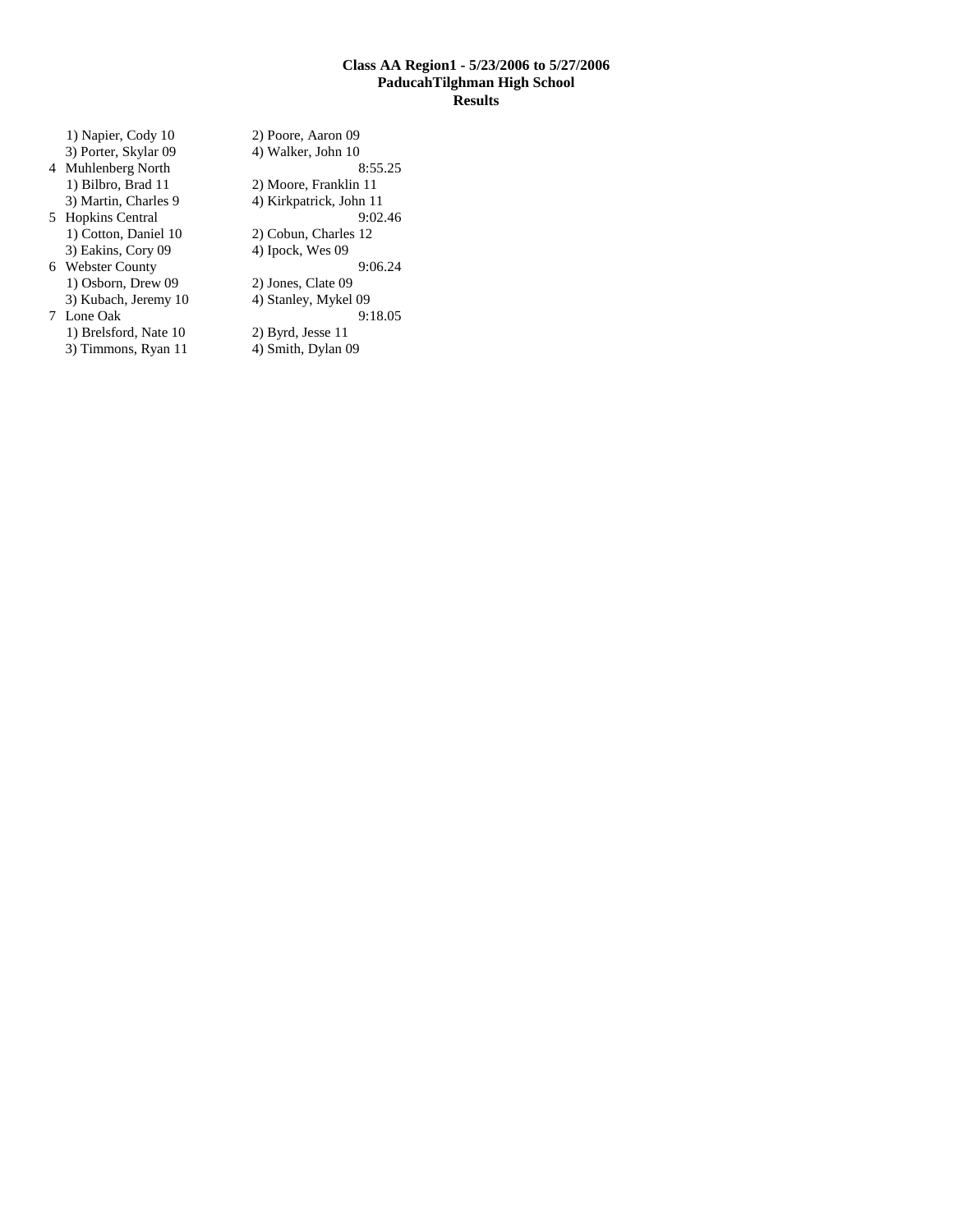**Class AA Region1 - 5/23/2006 to 5/27/2006**
**PaducahTilghman High School**
**Results**

```
    1) Napier, Cody 10          2) Poore, Aaron 09
    3) Porter, Skylar 09        4) Walker, John 10
  4 Muhlenberg North                         8:55.25
    1) Bilbro, Brad 11          2) Moore, Franklin 11
    3) Martin, Charles 9        4) Kirkpatrick, John 11
  5 Hopkins Central                          9:02.46
    1) Cotton, Daniel 10        2) Cobun, Charles 12
    3) Eakins, Cory 09          4) Ipock, Wes 09
  6 Webster County                           9:06.24
    1) Osborn, Drew 09          2) Jones, Clate 09
    3) Kubach, Jeremy 10        4) Stanley, Mykel 09
  7 Lone Oak                                 9:18.05
    1) Brelsford, Nate 10       2) Byrd, Jesse 11
    3) Timmons, Ryan 11         4) Smith, Dylan 09
```